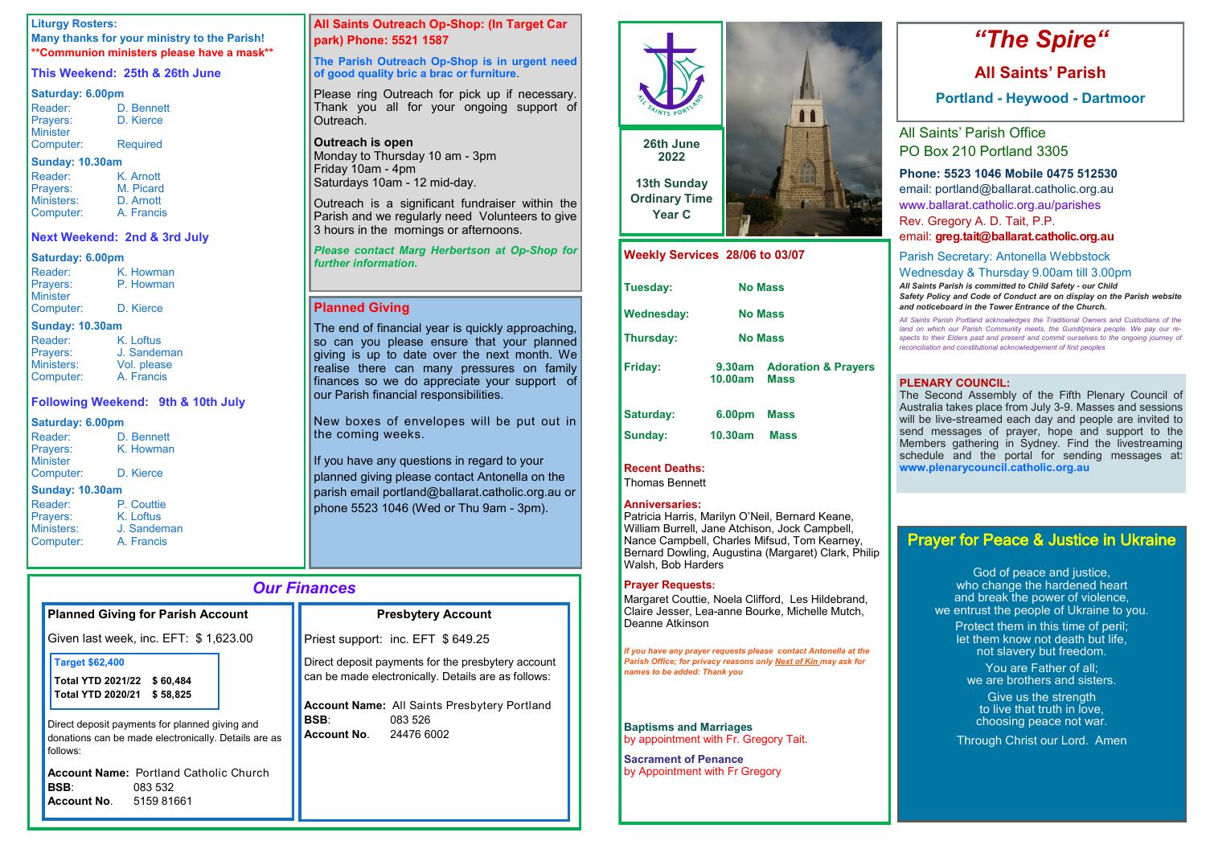# "The Spire"

## All Saints' Parish

### Portland - Heywood - Dartmoor

**26th June 2022**

**13th Sunday Ordinary Time Year C**

All Saints' Parish Office
PO Box 210 Portland 3305

**Phone: 5523 1046 Mobile 0475 512530**
email: portland@ballarat.catholic.org.au
www.ballarat.catholic.org.au/parishes
Rev. Gregory A. D. Tait, P.P.
email: **greg.tait@ballarat.catholic.org.au**

Parish Secretary: Antonella Webbstock
Wednesday & Thursday 9.00am till 3.00pm

***All Saints Parish is committed to Child Safety - our Child Safety Policy and Code of Conduct are on display on the Parish website and noticeboard in the Tower Entrance of the Church.***

*All Saints Parish Portland acknowledges the Traditional Owners and Custodians of the land on which our Parish Community meets, the Gunditjmara people. We pay our respects to their Elders past and present and commit ourselves to the ongoing journey of reconciliation and constitutional acknowledgement of first peoples*

## Liturgy Rosters:

**Many thanks for your ministry to the Parish!**
****Communion ministers please have a mask****

### This Weekend: 25th & 26th June

**Saturday: 6.00pm**

| | |
|---|---|
| Reader: | D. Bennett |
| Prayers: | D. Kierce |
| Minister | |
| Computer: | Required |

**Sunday: 10.30am**

| | |
|---|---|
| Reader: | K. Arnott |
| Prayers: | M. Picard |
| Ministers: | D. Arnott |
| Computer: | A. Francis |

### Next Weekend: 2nd & 3rd July

**Saturday: 6.00pm**

| | |
|---|---|
| Reader: | K. Howman |
| Prayers: | P. Howman |
| Minister | |
| Computer: | D. Kierce |

**Sunday: 10.30am**

| | |
|---|---|
| Reader: | K. Loftus |
| Prayers: | J. Sandeman |
| Ministers: | Vol. please |
| Computer: | A. Francis |

### Following Weekend: 9th & 10th July

**Saturday: 6.00pm**

| | |
|---|---|
| Reader: | D. Bennett |
| Prayers: | K. Howman |
| Minister | |
| Computer: | D. Kierce |

**Sunday: 10.30am**

| | |
|---|---|
| Reader: | P. Couttie |
| Prayers: | K. Loftus |
| Ministers: | J. Sandeman |
| Computer: | A. Francis |

## All Saints Outreach Op-Shop: (In Target Car park) Phone: 5521 1587

**The Parish Outreach Op-Shop is in urgent need of good quality bric a brac or furniture.**

Please ring Outreach for pick up if necessary. Thank you all for your ongoing support of Outreach.

**Outreach is open**
Monday to Thursday 10 am - 3pm
Friday 10am - 4pm
Saturdays 10am - 12 mid-day.

Outreach is a significant fundraiser within the Parish and we regularly need Volunteers to give 3 hours in the mornings or afternoons.

***Please contact Marg Herbertson at Op-Shop for further information.***

## Planned Giving

The end of financial year is quickly approaching, so can you please ensure that your planned giving is up to date over the next month. We realise there can many pressures on family finances so we do appreciate your support of our Parish financial responsibilities.

New boxes of envelopes will be put out in the coming weeks.

If you have any questions in regard to your planned giving please contact Antonella on the parish email portland@ballarat.catholic.org.au or phone 5523 1046 (Wed or Thu 9am - 3pm).

## Our Finances

### Planned Giving for Parish Account

Given last week, inc. EFT: $ 1,623.00

**Target $62,400**

| | |
|---|---|
| **Total YTD 2021/22** | **$ 60,484** |
| **Total YTD 2020/21** | **$ 58,825** |

Direct deposit payments for planned giving and donations can be made electronically. Details are as follows:

**Account Name:** Portland Catholic Church
**BSB**: 083 532
**Account No**. 5159 81661

### Presbytery Account

Priest support: inc. EFT $ 649.25

Direct deposit payments for the presbytery account can be made electronically. Details are as follows:

**Account Name:** All Saints Presbytery Portland
**BSB**: 083 526
**Account No**. 24476 6002

## Weekly Services 28/06 to 03/07

| | | |
|---|---|---|
| **Tuesday:** | **No Mass** | |
| **Wednesday:** | **No Mass** | |
| **Thursday:** | **No Mass** | |
| **Friday:** | **9.30am** | **Adoration & Prayers** |
| | **10.00am** | **Mass** |
| **Saturday:** | **6.00pm** | **Mass** |
| **Sunday:** | **10.30am** | **Mass** |

**Recent Deaths:**
Thomas Bennett

**Anniversaries:**
Patricia Harris, Marilyn O'Neil, Bernard Keane, William Burrell, Jane Atchison, Jock Campbell, Nance Campbell, Charles Mifsud, Tom Kearney, Bernard Dowling, Augustina (Margaret) Clark, Philip Walsh, Bob Harders

**Prayer Requests:**
Margaret Couttie, Noela Clifford, Les Hildebrand, Claire Jesser, Lea-anne Bourke, Michelle Mutch, Deanne Atkinson

***If you have any prayer requests please contact Antonella at the Parish Office; for privacy reasons only Next of Kin may ask for names to be added: Thank you***

**Baptisms and Marriages**
by appointment with Fr. Gregory Tait.

**Sacrament of Penance**
by Appointment with Fr Gregory

## PLENARY COUNCIL:

The Second Assembly of the Fifth Plenary Council of Australia takes place from July 3-9. Masses and sessions will be live-streamed each day and people are invited to send messages of prayer, hope and support to the Members gathering in Sydney. Find the livestreaming schedule and the portal for sending messages at: **www.plenarycouncil.catholic.org.au**

## Prayer for Peace & Justice in Ukraine

God of peace and justice,
who change the hardened heart
and break the power of violence,
we entrust the people of Ukraine to you.

Protect them in this time of peril;
let them know not death but life,
not slavery but freedom.

You are Father of all;
we are brothers and sisters.

Give us the strength
to live that truth in love,
choosing peace not war.

Through Christ our Lord. Amen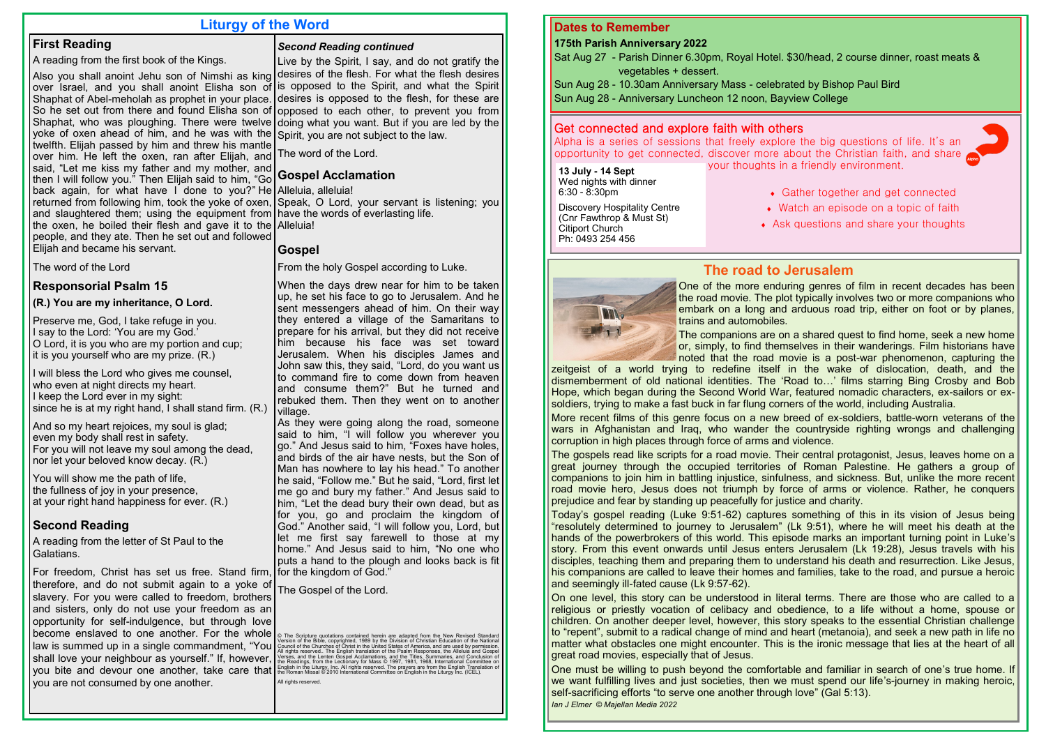# Liturgy of the Word

## First Reading

A reading from the first book of the Kings.

Also you shall anoint Jehu son of Nimshi as king over Israel, and you shall anoint Elisha son of Shaphat of Abel-meholah as prophet in your place. So he set out from there and found Elisha son of Shaphat, who was ploughing. There were twelve yoke of oxen ahead of him, and he was with the twelfth. Elijah passed by him and threw his mantle over him. He left the oxen, ran after Elijah, and said, "Let me kiss my father and my mother, and then I will follow you." Then Elijah said to him, "Go back again, for what have I done to you?" He returned from following him, took the yoke of oxen, and slaughtered them; using the equipment from the oxen, he boiled their flesh and gave it to the people, and they ate. Then he set out and followed Elijah and became his servant.

The word of the Lord

## Responsorial Psalm 15

**(R.) You are my inheritance, O Lord.**

Preserve me, God, I take refuge in you.
I say to the Lord: 'You are my God.'
O Lord, it is you who are my portion and cup;
it is you yourself who are my prize. (R.)

I will bless the Lord who gives me counsel,
who even at night directs my heart.
I keep the Lord ever in my sight:
since he is at my right hand, I shall stand firm. (R.)

And so my heart rejoices, my soul is glad;
even my body shall rest in safety.
For you will not leave my soul among the dead,
nor let your beloved know decay. (R.)

You will show me the path of life,
the fullness of joy in your presence,
at your right hand happiness for ever. (R.)

## Second Reading

A reading from the letter of St Paul to the Galatians.

For freedom, Christ has set us free. Stand firm, therefore, and do not submit again to a yoke of slavery. For you were called to freedom, brothers and sisters, only do not use your freedom as an opportunity for self-indulgence, but through love become enslaved to one another. For the whole law is summed up in a single commandment, "You shall love your neighbour as yourself." If, however, you bite and devour one another, take care that you are not consumed by one another.

***Second Reading continued***

Live by the Spirit, I say, and do not gratify the desires of the flesh. For what the flesh desires is opposed to the Spirit, and what the Spirit desires is opposed to the flesh, for these are opposed to each other, to prevent you from doing what you want. But if you are led by the Spirit, you are not subject to the law.

The word of the Lord.

## Gospel Acclamation

Alleluia, alleluia!
Speak, O Lord, your servant is listening; you have the words of everlasting life.
Alleluia!

## Gospel

From the holy Gospel according to Luke.

When the days drew near for him to be taken up, he set his face to go to Jerusalem. And he sent messengers ahead of him. On their way they entered a village of the Samaritans to prepare for his arrival, but they did not receive him because his face was set toward Jerusalem. When his disciples James and John saw this, they said, "Lord, do you want us to command fire to come down from heaven and consume them?" But he turned and rebuked them. Then they went on to another village.
As they were going along the road, someone said to him, "I will follow you wherever you go." And Jesus said to him, "Foxes have holes, and birds of the air have nests, but the Son of Man has nowhere to lay his head." To another he said, "Follow me." But he said, "Lord, first let me go and bury my father." And Jesus said to him, "Let the dead bury their own dead, but as for you, go and proclaim the kingdom of God." Another said, "I will follow you, Lord, but let me first say farewell to those at my home." And Jesus said to him, "No one who puts a hand to the plough and looks back is fit for the kingdom of God."

The Gospel of the Lord.

© The Scripture quotations contained herein are adapted from the New Revised Standard Version of the Bible, copyrighted, 1989 by the Division of Christian Education of the National Council of the Churches of Christ in the United States of America, and are used by permission. All rights reserved.. The English translation of the Psalm Responses, the Alleluia and Gospel Verses, and the Lenten Gospel Acclamations, and the Titles, Summaries, and Conclusion of the Readings, from the Lectionary for Mass © 1997, 1981, 1968, International Committee on English in the Liturgy, Inc. All rights reserved. The prayers are from the English Translation of the Roman Missal © 2010 International Committee on English in the Liturgy Inc. (ICEL).
All rights reserved.

## Dates to Remember

**175th Parish Anniversary 2022**

Sat Aug 27 - Parish Dinner 6.30pm, Royal Hotel. $30/head, 2 course dinner, roast meats & vegetables + dessert.
Sun Aug 28 - 10.30am Anniversary Mass - celebrated by Bishop Paul Bird
Sun Aug 28 - Anniversary Luncheon 12 noon, Bayview College

## Get connected and explore faith with others

Alpha is a series of sessions that freely explore the big questions of life. It's an opportunity to get connected, discover more about the Christian faith, and share your thoughts in a friendly environment.

**13 July - 14 Sept**
Wed nights with dinner
6:30 - 8:30pm

Discovery Hospitality Centre
(Cnr Fawthrop & Must St)
Citiport Church
Ph: 0493 254 456

- Gather together and get connected
- Watch an episode on a topic of faith
- Ask questions and share your thoughts

## The road to Jerusalem

One of the more enduring genres of film in recent decades has been the road movie. The plot typically involves two or more companions who embark on a long and arduous road trip, either on foot or by planes, trains and automobiles.

The companions are on a shared quest to find home, seek a new home or, simply, to find themselves in their wanderings. Film historians have noted that the road movie is a post-war phenomenon, capturing the zeitgeist of a world trying to redefine itself in the wake of dislocation, death, and the dismemberment of old national identities. The 'Road to…' films starring Bing Crosby and Bob Hope, which began during the Second World War, featured nomadic characters, ex-sailors or ex-soldiers, trying to make a fast buck in far flung corners of the world, including Australia.

More recent films of this genre focus on a new breed of ex-soldiers, battle-worn veterans of the wars in Afghanistan and Iraq, who wander the countryside righting wrongs and challenging corruption in high places through force of arms and violence.

The gospels read like scripts for a road movie. Their central protagonist, Jesus, leaves home on a great journey through the occupied territories of Roman Palestine. He gathers a group of companions to join him in battling injustice, sinfulness, and sickness. But, unlike the more recent road movie hero, Jesus does not triumph by force of arms or violence. Rather, he conquers prejudice and fear by standing up peacefully for justice and charity.

Today's gospel reading (Luke 9:51-62) captures something of this in its vision of Jesus being "resolutely determined to journey to Jerusalem" (Lk 9:51), where he will meet his death at the hands of the powerbrokers of this world. This episode marks an important turning point in Luke's story. From this event onwards until Jesus enters Jerusalem (Lk 19:28), Jesus travels with his disciples, teaching them and preparing them to understand his death and resurrection. Like Jesus, his companions are called to leave their homes and families, take to the road, and pursue a heroic and seemingly ill-fated cause (Lk 9:57-62).

On one level, this story can be understood in literal terms. There are those who are called to a religious or priestly vocation of celibacy and obedience, to a life without a home, spouse or children. On another deeper level, however, this story speaks to the essential Christian challenge to "repent", submit to a radical change of mind and heart (metanoia), and seek a new path in life no matter what obstacles one might encounter. This is the ironic message that lies at the heart of all great road movies, especially that of Jesus.

One must be willing to push beyond the comfortable and familiar in search of one's true home. If we want fulfilling lives and just societies, then we must spend our life's-journey in making heroic, self-sacrificing efforts "to serve one another through love" (Gal 5:13).

*Ian J Elmer © Majellan Media 2022*